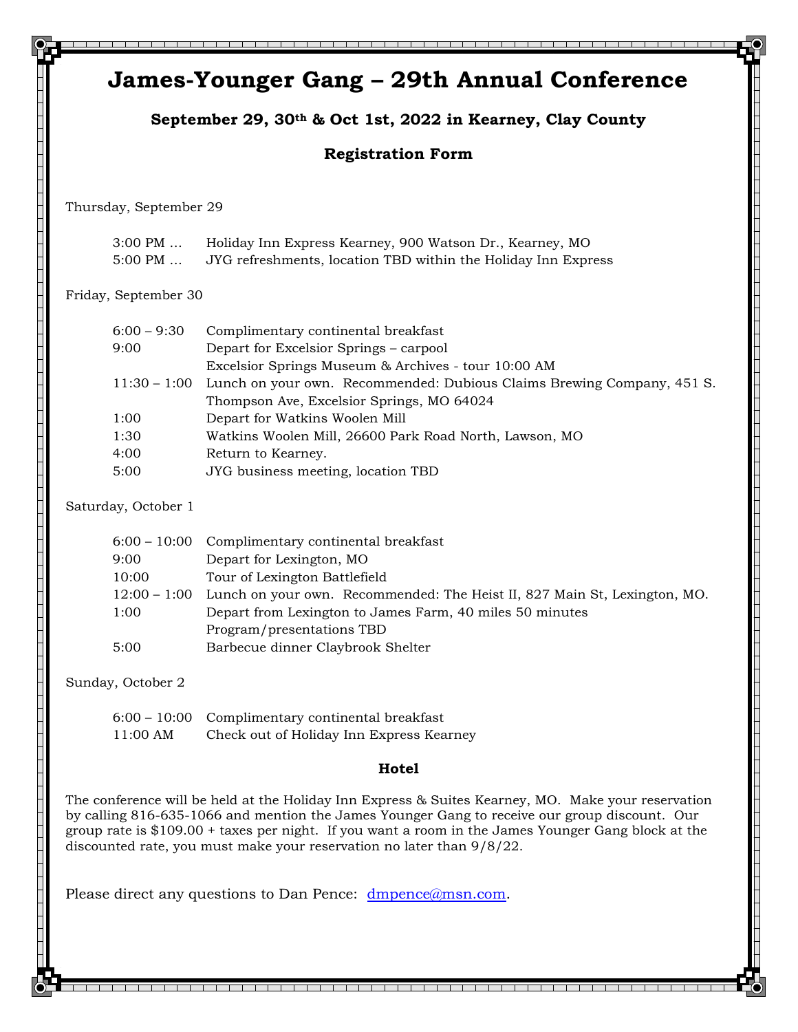# James-Younger Gang – 29th Annual Conference

### September 29, 30th & Oct 1st, 2022 in Kearney, Clay County

### Registration Form

Thursday, September 29

| | |
|---|---|
| 3:00 PM … | Holiday Inn Express Kearney, 900 Watson Dr., Kearney, MO |
| 5:00 PM … | JYG refreshments, location TBD within the Holiday Inn Express |

Friday, September 30

| | |
|---|---|
| 6:00 – 9:30 | Complimentary continental breakfast |
| 9:00 | Depart for Excelsior Springs – carpool |
| | Excelsior Springs Museum & Archives - tour 10:00 AM |
| 11:30 – 1:00 | Lunch on your own. Recommended: Dubious Claims Brewing Company, 451 S. Thompson Ave, Excelsior Springs, MO 64024 |
| 1:00 | Depart for Watkins Woolen Mill |
| 1:30 | Watkins Woolen Mill, 26600 Park Road North, Lawson, MO |
| 4:00 | Return to Kearney. |
| 5:00 | JYG business meeting, location TBD |

Saturday, October 1

| | |
|---|---|
| 6:00 – 10:00 | Complimentary continental breakfast |
| 9:00 | Depart for Lexington, MO |
| 10:00 | Tour of Lexington Battlefield |
| 12:00 – 1:00 | Lunch on your own. Recommended: The Heist II, 827 Main St, Lexington, MO. |
| 1:00 | Depart from Lexington to James Farm, 40 miles 50 minutes |
| | Program/presentations TBD |
| 5:00 | Barbecue dinner Claybrook Shelter |

Sunday, October 2

| | |
|---|---|
| 6:00 – 10:00 | Complimentary continental breakfast |
| 11:00 AM | Check out of Holiday Inn Express Kearney |

### Hotel

The conference will be held at the Holiday Inn Express & Suites Kearney, MO. Make your reservation by calling 816-635-1066 and mention the James Younger Gang to receive our group discount. Our group rate is $109.00 + taxes per night. If you want a room in the James Younger Gang block at the discounted rate, you must make your reservation no later than 9/8/22.

Please direct any questions to Dan Pence: dmpence@msn.com.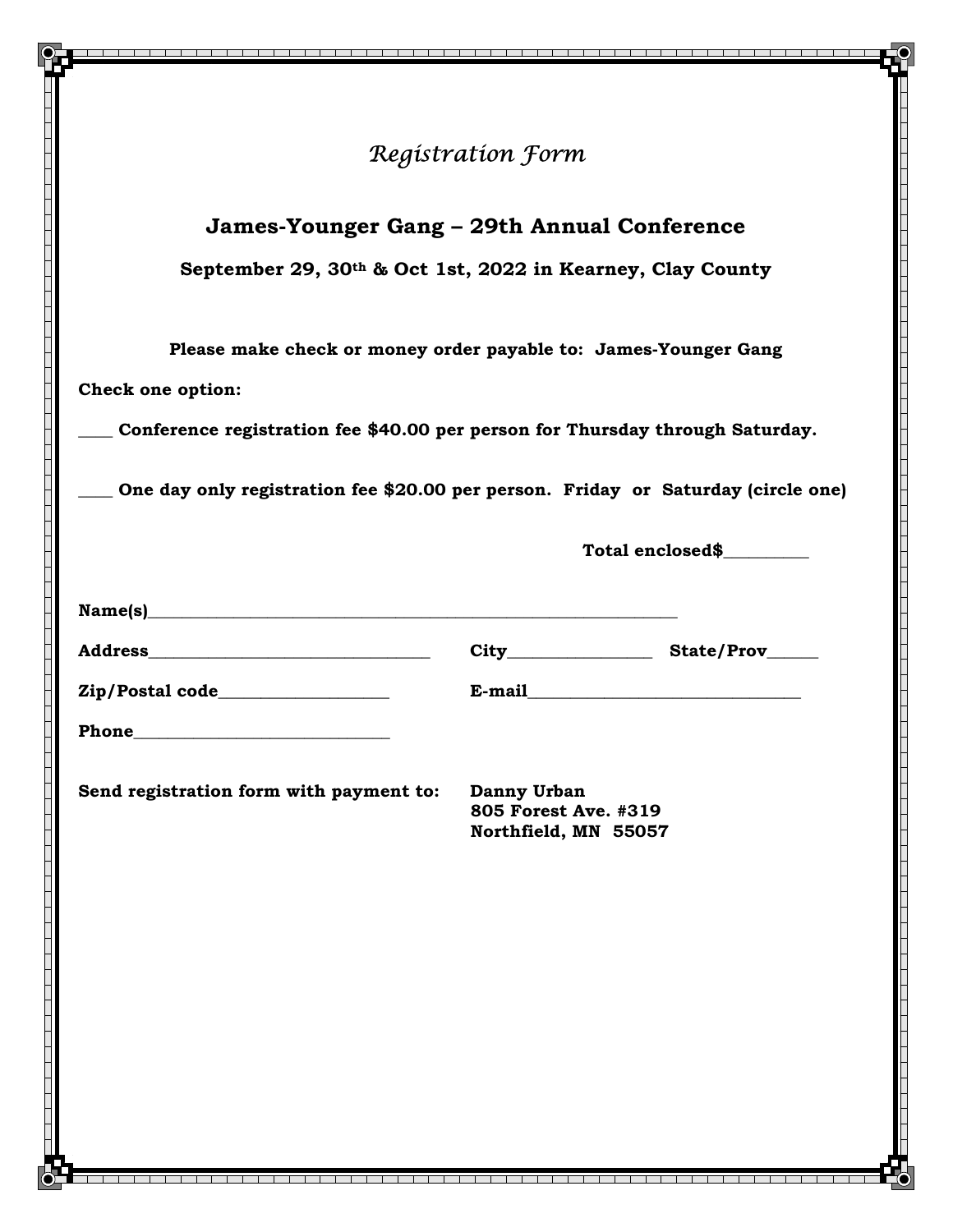# *Registration Form*

## James-Younger Gang – 29th Annual Conference

**September 29, 30th & Oct 1st, 2022 in Kearney, Clay County**

**Please make check or money order payable to: James-Younger Gang**

**Check one option:**

**____ Conference registration fee $40.00 per person for Thursday through Saturday.**

**____ One day only registration fee $20.00 per person. Friday or Saturday (circle one)**

**Total enclosed$__________**

**Name(s)________________________________________________________________**

**Address_________________________________ City_________________ State/Prov______**

**Zip/Postal code____________________ E-mail________________________________**

**Phone______________________________**

**Send registration form with payment to:**

**Danny Urban**
**805 Forest Ave. #319**
**Northfield, MN 55057**